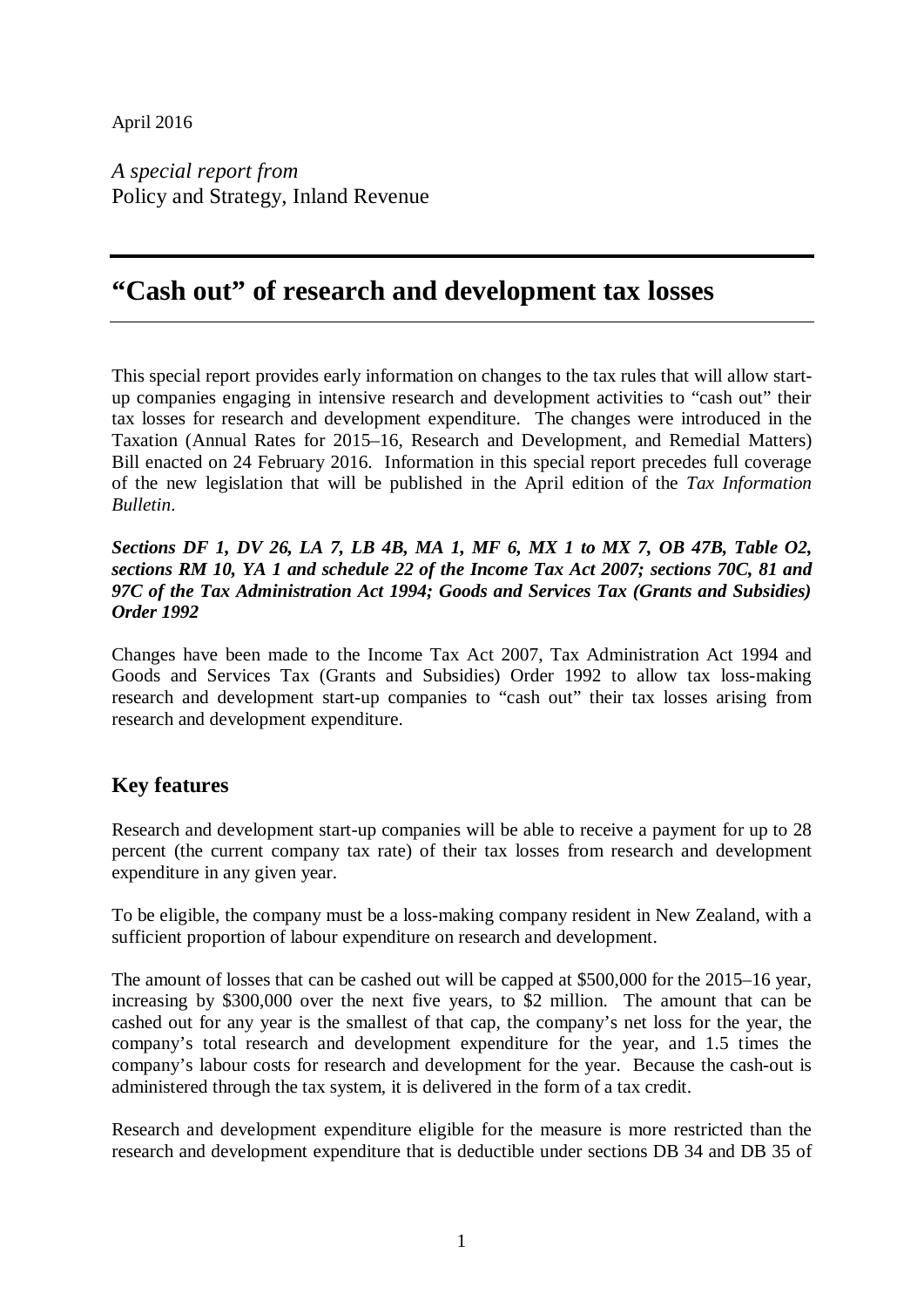April 2016

*A special report from*
Policy and Strategy, Inland Revenue

# "Cash out" of research and development tax losses

This special report provides early information on changes to the tax rules that will allow start-up companies engaging in intensive research and development activities to "cash out" their tax losses for research and development expenditure. The changes were introduced in the Taxation (Annual Rates for 2015–16, Research and Development, and Remedial Matters) Bill enacted on 24 February 2016. Information in this special report precedes full coverage of the new legislation that will be published in the April edition of the *Tax Information Bulletin*.

***Sections DF 1, DV 26, LA 7, LB 4B, MA 1, MF 6, MX 1 to MX 7, OB 47B, Table O2, sections RM 10, YA 1 and schedule 22 of the Income Tax Act 2007; sections 70C, 81 and 97C of the Tax Administration Act 1994; Goods and Services Tax (Grants and Subsidies) Order 1992***

Changes have been made to the Income Tax Act 2007, Tax Administration Act 1994 and Goods and Services Tax (Grants and Subsidies) Order 1992 to allow tax loss-making research and development start-up companies to "cash out" their tax losses arising from research and development expenditure.

## Key features

Research and development start-up companies will be able to receive a payment for up to 28 percent (the current company tax rate) of their tax losses from research and development expenditure in any given year.

To be eligible, the company must be a loss-making company resident in New Zealand, with a sufficient proportion of labour expenditure on research and development.

The amount of losses that can be cashed out will be capped at $500,000 for the 2015–16 year, increasing by $300,000 over the next five years, to $2 million. The amount that can be cashed out for any year is the smallest of that cap, the company's net loss for the year, the company's total research and development expenditure for the year, and 1.5 times the company's labour costs for research and development for the year. Because the cash-out is administered through the tax system, it is delivered in the form of a tax credit.

Research and development expenditure eligible for the measure is more restricted than the research and development expenditure that is deductible under sections DB 34 and DB 35 of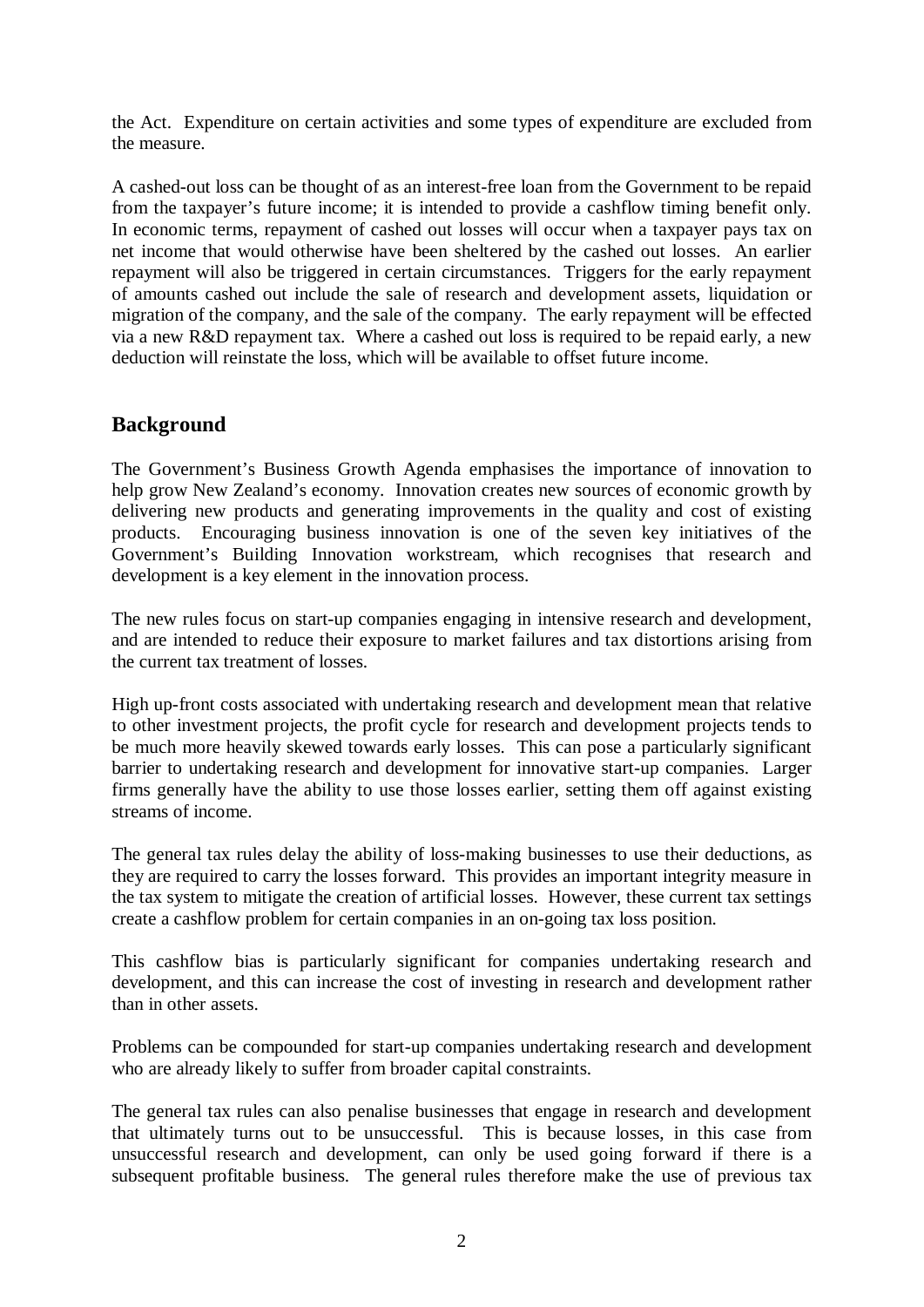the Act. Expenditure on certain activities and some types of expenditure are excluded from the measure.

A cashed-out loss can be thought of as an interest-free loan from the Government to be repaid from the taxpayer's future income; it is intended to provide a cashflow timing benefit only. In economic terms, repayment of cashed out losses will occur when a taxpayer pays tax on net income that would otherwise have been sheltered by the cashed out losses. An earlier repayment will also be triggered in certain circumstances. Triggers for the early repayment of amounts cashed out include the sale of research and development assets, liquidation or migration of the company, and the sale of the company. The early repayment will be effected via a new R&D repayment tax. Where a cashed out loss is required to be repaid early, a new deduction will reinstate the loss, which will be available to offset future income.

## Background

The Government's Business Growth Agenda emphasises the importance of innovation to help grow New Zealand's economy. Innovation creates new sources of economic growth by delivering new products and generating improvements in the quality and cost of existing products. Encouraging business innovation is one of the seven key initiatives of the Government's Building Innovation workstream, which recognises that research and development is a key element in the innovation process.

The new rules focus on start-up companies engaging in intensive research and development, and are intended to reduce their exposure to market failures and tax distortions arising from the current tax treatment of losses.

High up-front costs associated with undertaking research and development mean that relative to other investment projects, the profit cycle for research and development projects tends to be much more heavily skewed towards early losses. This can pose a particularly significant barrier to undertaking research and development for innovative start-up companies. Larger firms generally have the ability to use those losses earlier, setting them off against existing streams of income.

The general tax rules delay the ability of loss-making businesses to use their deductions, as they are required to carry the losses forward. This provides an important integrity measure in the tax system to mitigate the creation of artificial losses. However, these current tax settings create a cashflow problem for certain companies in an on-going tax loss position.

This cashflow bias is particularly significant for companies undertaking research and development, and this can increase the cost of investing in research and development rather than in other assets.

Problems can be compounded for start-up companies undertaking research and development who are already likely to suffer from broader capital constraints.

The general tax rules can also penalise businesses that engage in research and development that ultimately turns out to be unsuccessful. This is because losses, in this case from unsuccessful research and development, can only be used going forward if there is a subsequent profitable business. The general rules therefore make the use of previous tax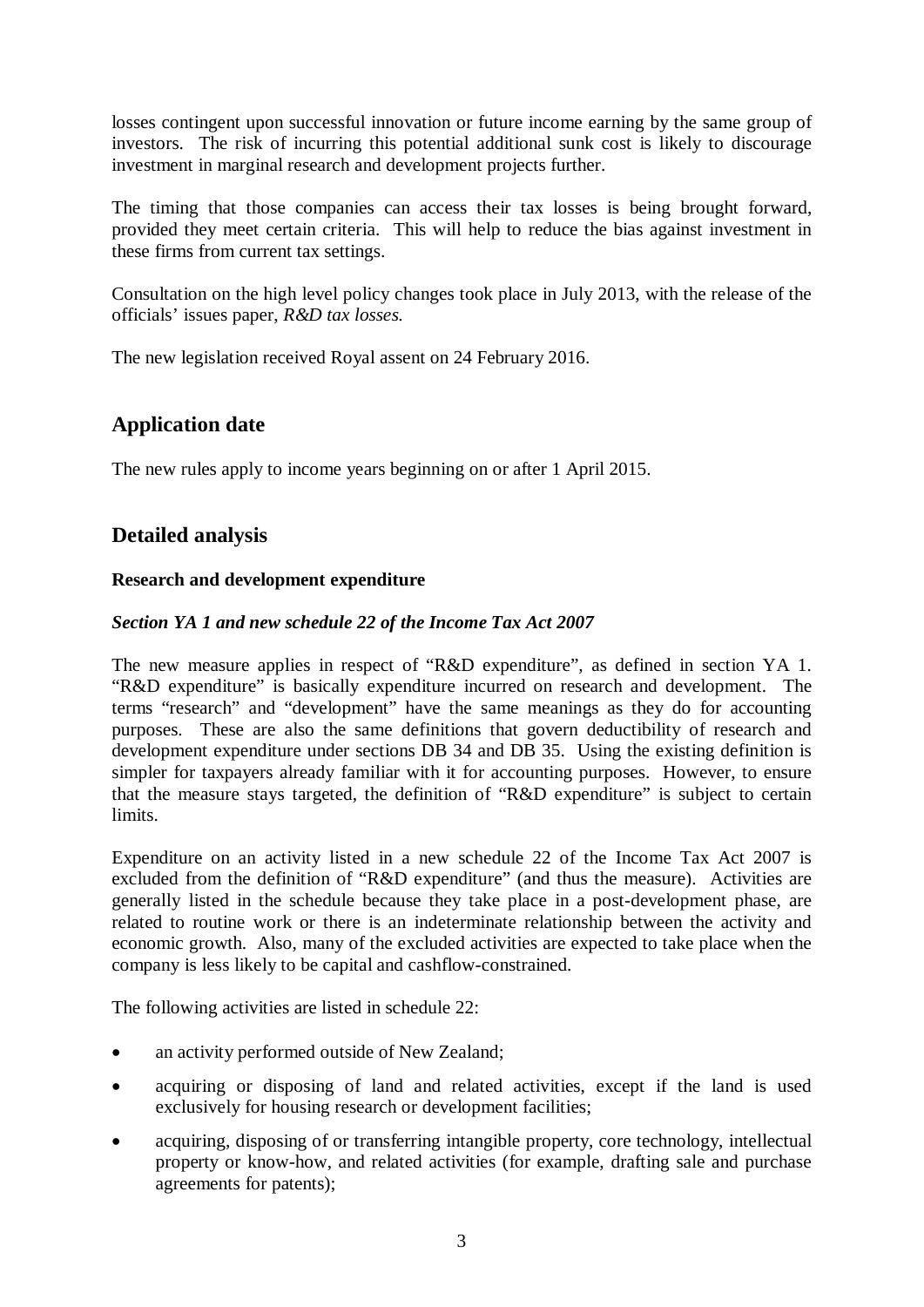losses contingent upon successful innovation or future income earning by the same group of investors. The risk of incurring this potential additional sunk cost is likely to discourage investment in marginal research and development projects further.

The timing that those companies can access their tax losses is being brought forward, provided they meet certain criteria. This will help to reduce the bias against investment in these firms from current tax settings.

Consultation on the high level policy changes took place in July 2013, with the release of the officials' issues paper, *R&D tax losses*.

The new legislation received Royal assent on 24 February 2016.

## Application date

The new rules apply to income years beginning on or after 1 April 2015.

## Detailed analysis

### Research and development expenditure

#### *Section YA 1 and new schedule 22 of the Income Tax Act 2007*

The new measure applies in respect of "R&D expenditure", as defined in section YA 1. "R&D expenditure" is basically expenditure incurred on research and development. The terms "research" and "development" have the same meanings as they do for accounting purposes. These are also the same definitions that govern deductibility of research and development expenditure under sections DB 34 and DB 35. Using the existing definition is simpler for taxpayers already familiar with it for accounting purposes. However, to ensure that the measure stays targeted, the definition of "R&D expenditure" is subject to certain limits.

Expenditure on an activity listed in a new schedule 22 of the Income Tax Act 2007 is excluded from the definition of "R&D expenditure" (and thus the measure). Activities are generally listed in the schedule because they take place in a post-development phase, are related to routine work or there is an indeterminate relationship between the activity and economic growth. Also, many of the excluded activities are expected to take place when the company is less likely to be capital and cashflow-constrained.

The following activities are listed in schedule 22:

- an activity performed outside of New Zealand;
- acquiring or disposing of land and related activities, except if the land is used exclusively for housing research or development facilities;
- acquiring, disposing of or transferring intangible property, core technology, intellectual property or know-how, and related activities (for example, drafting sale and purchase agreements for patents);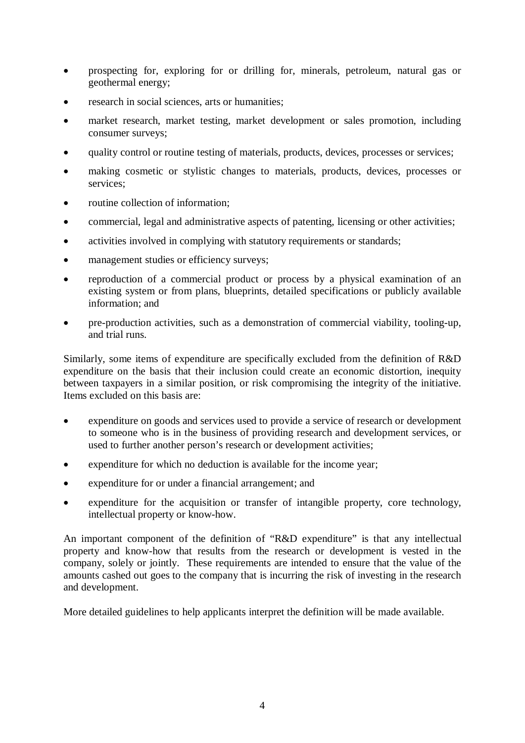- prospecting for, exploring for or drilling for, minerals, petroleum, natural gas or geothermal energy;
- research in social sciences, arts or humanities;
- market research, market testing, market development or sales promotion, including consumer surveys;
- quality control or routine testing of materials, products, devices, processes or services;
- making cosmetic or stylistic changes to materials, products, devices, processes or services;
- routine collection of information;
- commercial, legal and administrative aspects of patenting, licensing or other activities;
- activities involved in complying with statutory requirements or standards;
- management studies or efficiency surveys;
- reproduction of a commercial product or process by a physical examination of an existing system or from plans, blueprints, detailed specifications or publicly available information; and
- pre-production activities, such as a demonstration of commercial viability, tooling-up, and trial runs.

Similarly, some items of expenditure are specifically excluded from the definition of R&D expenditure on the basis that their inclusion could create an economic distortion, inequity between taxpayers in a similar position, or risk compromising the integrity of the initiative. Items excluded on this basis are:

- expenditure on goods and services used to provide a service of research or development to someone who is in the business of providing research and development services, or used to further another person's research or development activities;
- expenditure for which no deduction is available for the income year;
- expenditure for or under a financial arrangement; and
- expenditure for the acquisition or transfer of intangible property, core technology, intellectual property or know-how.

An important component of the definition of "R&D expenditure" is that any intellectual property and know-how that results from the research or development is vested in the company, solely or jointly. These requirements are intended to ensure that the value of the amounts cashed out goes to the company that is incurring the risk of investing in the research and development.

More detailed guidelines to help applicants interpret the definition will be made available.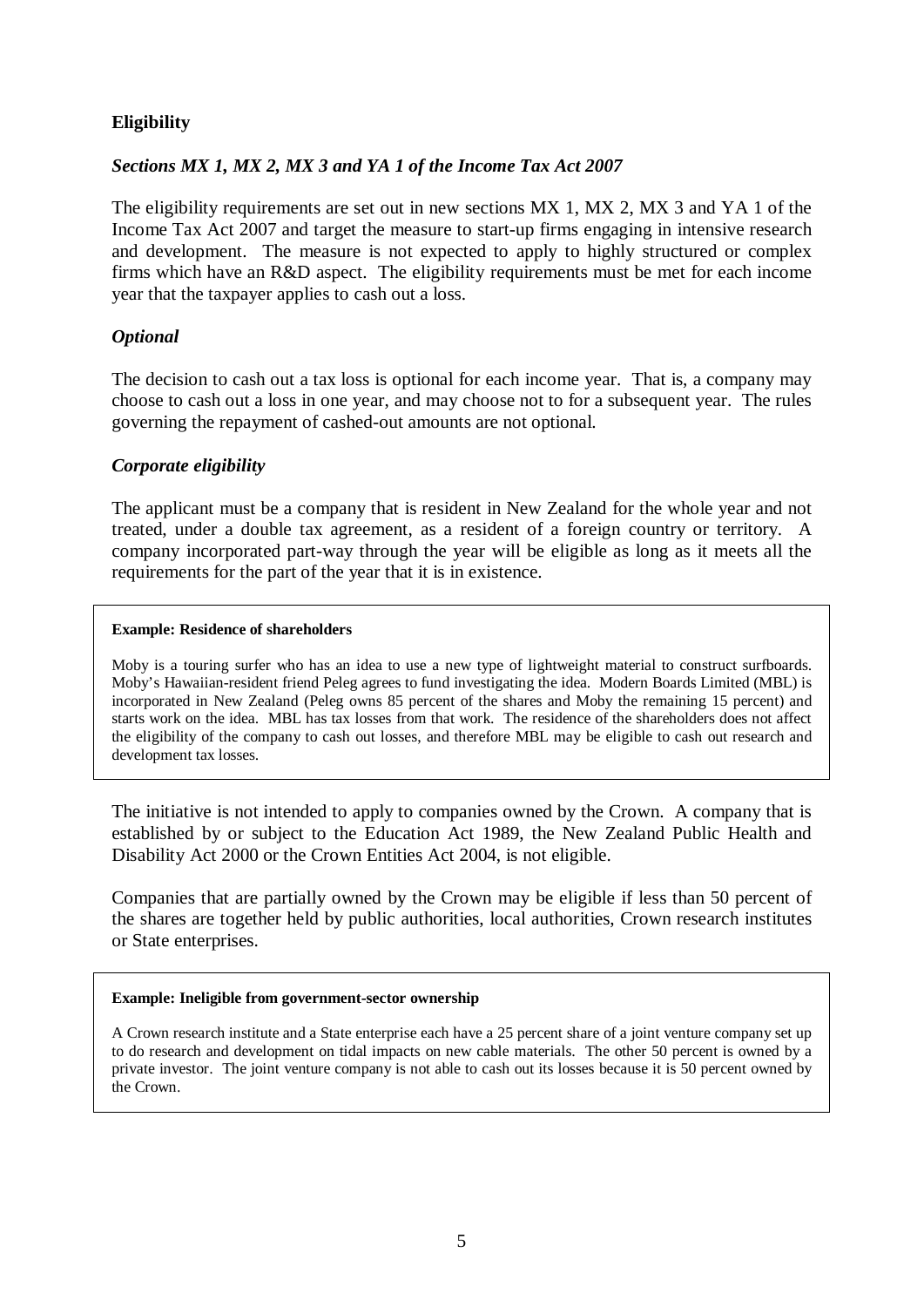## Eligibility

### *Sections MX 1, MX 2, MX 3 and YA 1 of the Income Tax Act 2007*

The eligibility requirements are set out in new sections MX 1, MX 2, MX 3 and YA 1 of the Income Tax Act 2007 and target the measure to start-up firms engaging in intensive research and development. The measure is not expected to apply to highly structured or complex firms which have an R&D aspect. The eligibility requirements must be met for each income year that the taxpayer applies to cash out a loss.

### *Optional*

The decision to cash out a tax loss is optional for each income year. That is, a company may choose to cash out a loss in one year, and may choose not to for a subsequent year. The rules governing the repayment of cashed-out amounts are not optional.

### *Corporate eligibility*

The applicant must be a company that is resident in New Zealand for the whole year and not treated, under a double tax agreement, as a resident of a foreign country or territory. A company incorporated part-way through the year will be eligible as long as it meets all the requirements for the part of the year that it is in existence.

> **Example: Residence of shareholders**
>
> Moby is a touring surfer who has an idea to use a new type of lightweight material to construct surfboards. Moby's Hawaiian-resident friend Peleg agrees to fund investigating the idea. Modern Boards Limited (MBL) is incorporated in New Zealand (Peleg owns 85 percent of the shares and Moby the remaining 15 percent) and starts work on the idea. MBL has tax losses from that work. The residence of the shareholders does not affect the eligibility of the company to cash out losses, and therefore MBL may be eligible to cash out research and development tax losses.

The initiative is not intended to apply to companies owned by the Crown. A company that is established by or subject to the Education Act 1989, the New Zealand Public Health and Disability Act 2000 or the Crown Entities Act 2004, is not eligible.

Companies that are partially owned by the Crown may be eligible if less than 50 percent of the shares are together held by public authorities, local authorities, Crown research institutes or State enterprises.

> **Example: Ineligible from government-sector ownership**
>
> A Crown research institute and a State enterprise each have a 25 percent share of a joint venture company set up to do research and development on tidal impacts on new cable materials. The other 50 percent is owned by a private investor. The joint venture company is not able to cash out its losses because it is 50 percent owned by the Crown.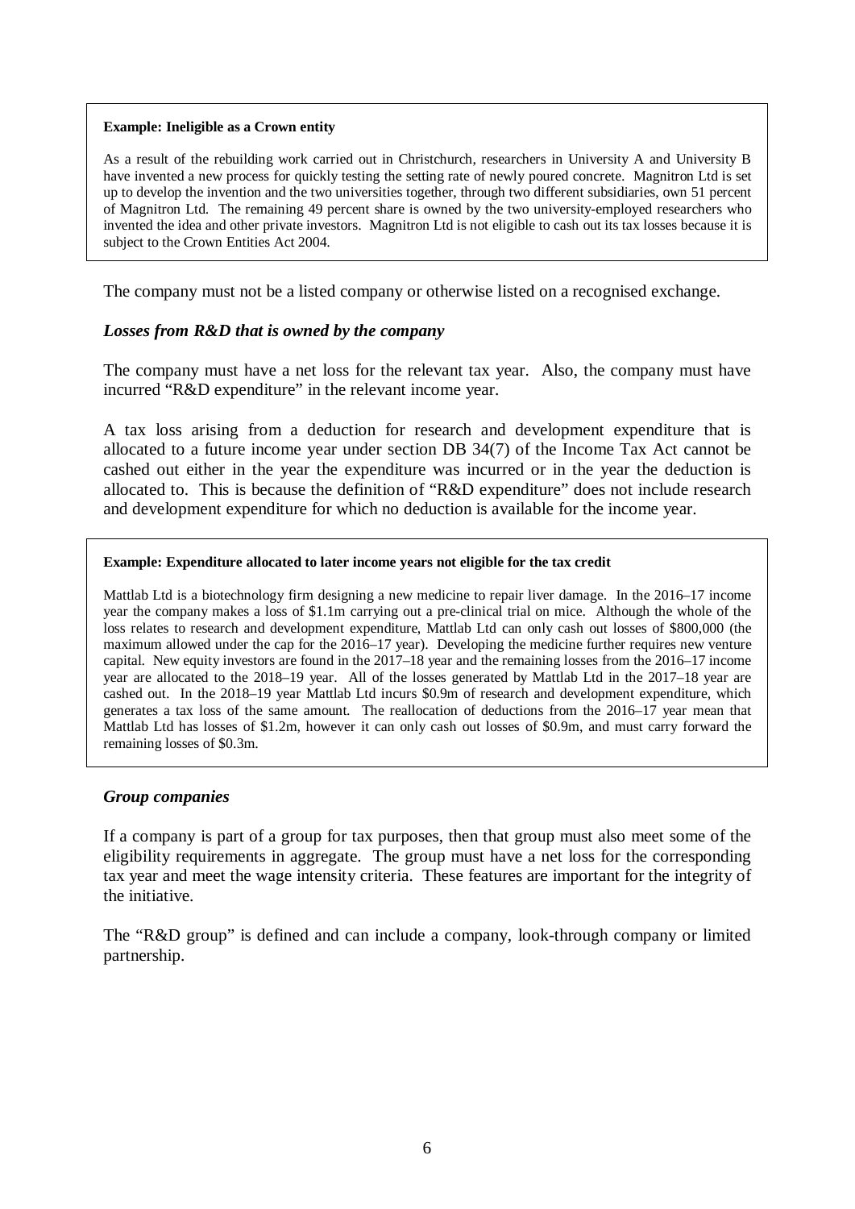> **Example: Ineligible as a Crown entity**
>
> As a result of the rebuilding work carried out in Christchurch, researchers in University A and University B have invented a new process for quickly testing the setting rate of newly poured concrete. Magnitron Ltd is set up to develop the invention and the two universities together, through two different subsidiaries, own 51 percent of Magnitron Ltd. The remaining 49 percent share is owned by the two university-employed researchers who invented the idea and other private investors. Magnitron Ltd is not eligible to cash out its tax losses because it is subject to the Crown Entities Act 2004.

The company must not be a listed company or otherwise listed on a recognised exchange.

### *Losses from R&D that is owned by the company*

The company must have a net loss for the relevant tax year. Also, the company must have incurred "R&D expenditure" in the relevant income year.

A tax loss arising from a deduction for research and development expenditure that is allocated to a future income year under section DB 34(7) of the Income Tax Act cannot be cashed out either in the year the expenditure was incurred or in the year the deduction is allocated to. This is because the definition of "R&D expenditure" does not include research and development expenditure for which no deduction is available for the income year.

> **Example: Expenditure allocated to later income years not eligible for the tax credit**
>
> Mattlab Ltd is a biotechnology firm designing a new medicine to repair liver damage. In the 2016–17 income year the company makes a loss of \$1.1m carrying out a pre-clinical trial on mice. Although the whole of the loss relates to research and development expenditure, Mattlab Ltd can only cash out losses of \$800,000 (the maximum allowed under the cap for the 2016–17 year). Developing the medicine further requires new venture capital. New equity investors are found in the 2017–18 year and the remaining losses from the 2016–17 income year are allocated to the 2018–19 year. All of the losses generated by Mattlab Ltd in the 2017–18 year are cashed out. In the 2018–19 year Mattlab Ltd incurs \$0.9m of research and development expenditure, which generates a tax loss of the same amount. The reallocation of deductions from the 2016–17 year mean that Mattlab Ltd has losses of \$1.2m, however it can only cash out losses of \$0.9m, and must carry forward the remaining losses of \$0.3m.

### *Group companies*

If a company is part of a group for tax purposes, then that group must also meet some of the eligibility requirements in aggregate. The group must have a net loss for the corresponding tax year and meet the wage intensity criteria. These features are important for the integrity of the initiative.

The "R&D group" is defined and can include a company, look-through company or limited partnership.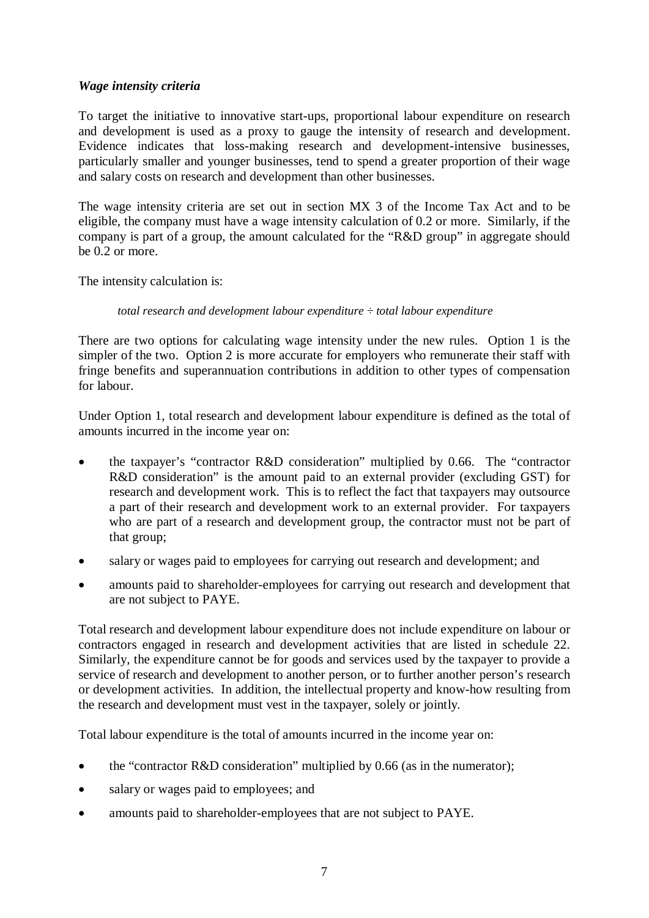***Wage intensity criteria***

To target the initiative to innovative start-ups, proportional labour expenditure on research and development is used as a proxy to gauge the intensity of research and development. Evidence indicates that loss-making research and development-intensive businesses, particularly smaller and younger businesses, tend to spend a greater proportion of their wage and salary costs on research and development than other businesses.

The wage intensity criteria are set out in section MX 3 of the Income Tax Act and to be eligible, the company must have a wage intensity calculation of 0.2 or more. Similarly, if the company is part of a group, the amount calculated for the "R&D group" in aggregate should be 0.2 or more.

The intensity calculation is:

*total research and development labour expenditure ÷ total labour expenditure*

There are two options for calculating wage intensity under the new rules. Option 1 is the simpler of the two. Option 2 is more accurate for employers who remunerate their staff with fringe benefits and superannuation contributions in addition to other types of compensation for labour.

Under Option 1, total research and development labour expenditure is defined as the total of amounts incurred in the income year on:

- the taxpayer's "contractor R&D consideration" multiplied by 0.66. The "contractor R&D consideration" is the amount paid to an external provider (excluding GST) for research and development work. This is to reflect the fact that taxpayers may outsource a part of their research and development work to an external provider. For taxpayers who are part of a research and development group, the contractor must not be part of that group;
- salary or wages paid to employees for carrying out research and development; and
- amounts paid to shareholder-employees for carrying out research and development that are not subject to PAYE.

Total research and development labour expenditure does not include expenditure on labour or contractors engaged in research and development activities that are listed in schedule 22. Similarly, the expenditure cannot be for goods and services used by the taxpayer to provide a service of research and development to another person, or to further another person's research or development activities. In addition, the intellectual property and know-how resulting from the research and development must vest in the taxpayer, solely or jointly.

Total labour expenditure is the total of amounts incurred in the income year on:

- the "contractor R&D consideration" multiplied by 0.66 (as in the numerator);
- salary or wages paid to employees; and
- amounts paid to shareholder-employees that are not subject to PAYE.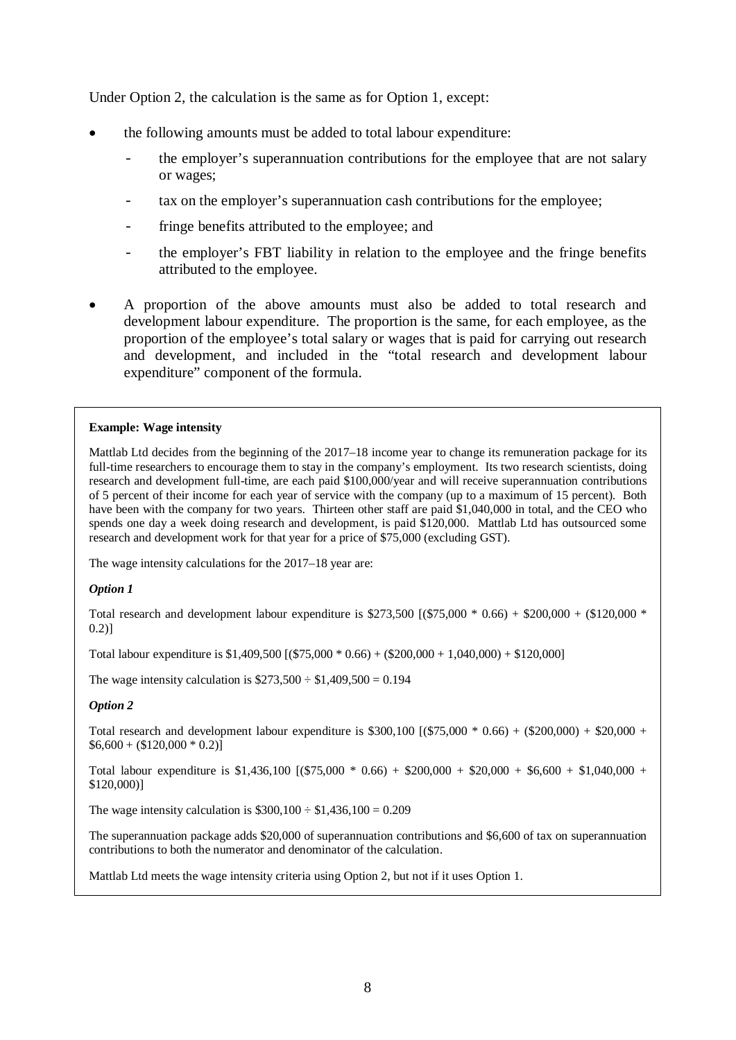Under Option 2, the calculation is the same as for Option 1, except:

- the following amounts must be added to total labour expenditure:
  - the employer's superannuation contributions for the employee that are not salary or wages;
  - tax on the employer's superannuation cash contributions for the employee;
  - fringe benefits attributed to the employee; and
  - the employer's FBT liability in relation to the employee and the fringe benefits attributed to the employee.
- A proportion of the above amounts must also be added to total research and development labour expenditure. The proportion is the same, for each employee, as the proportion of the employee's total salary or wages that is paid for carrying out research and development, and included in the "total research and development labour expenditure" component of the formula.

> **Example: Wage intensity**
>
> Mattlab Ltd decides from the beginning of the 2017–18 income year to change its remuneration package for its full-time researchers to encourage them to stay in the company's employment. Its two research scientists, doing research and development full-time, are each paid $100,000/year and will receive superannuation contributions of 5 percent of their income for each year of service with the company (up to a maximum of 15 percent). Both have been with the company for two years. Thirteen other staff are paid $1,040,000 in total, and the CEO who spends one day a week doing research and development, is paid $120,000. Mattlab Ltd has outsourced some research and development work for that year for a price of $75,000 (excluding GST).
>
> The wage intensity calculations for the 2017–18 year are:
>
> ***Option 1***
>
> Total research and development labour expenditure is $273,500 [($75,000 * 0.66) + $200,000 + ($120,000 * 0.2)]
>
> Total labour expenditure is $1,409,500 [($75,000 * 0.66) + ($200,000 + 1,040,000) + $120,000]
>
> The wage intensity calculation is $273,500 ÷ $1,409,500 = 0.194
>
> ***Option 2***
>
> Total research and development labour expenditure is $300,100 [($75,000 * 0.66) + ($200,000) + $20,000 + $6,600 + ($120,000 * 0.2)]
>
> Total labour expenditure is $1,436,100 [($75,000 * 0.66) + $200,000 + $20,000 + $6,600 + $1,040,000 + $120,000)]
>
> The wage intensity calculation is $300,100 ÷ $1,436,100 = 0.209
>
> The superannuation package adds $20,000 of superannuation contributions and $6,600 of tax on superannuation contributions to both the numerator and denominator of the calculation.
>
> Mattlab Ltd meets the wage intensity criteria using Option 2, but not if it uses Option 1.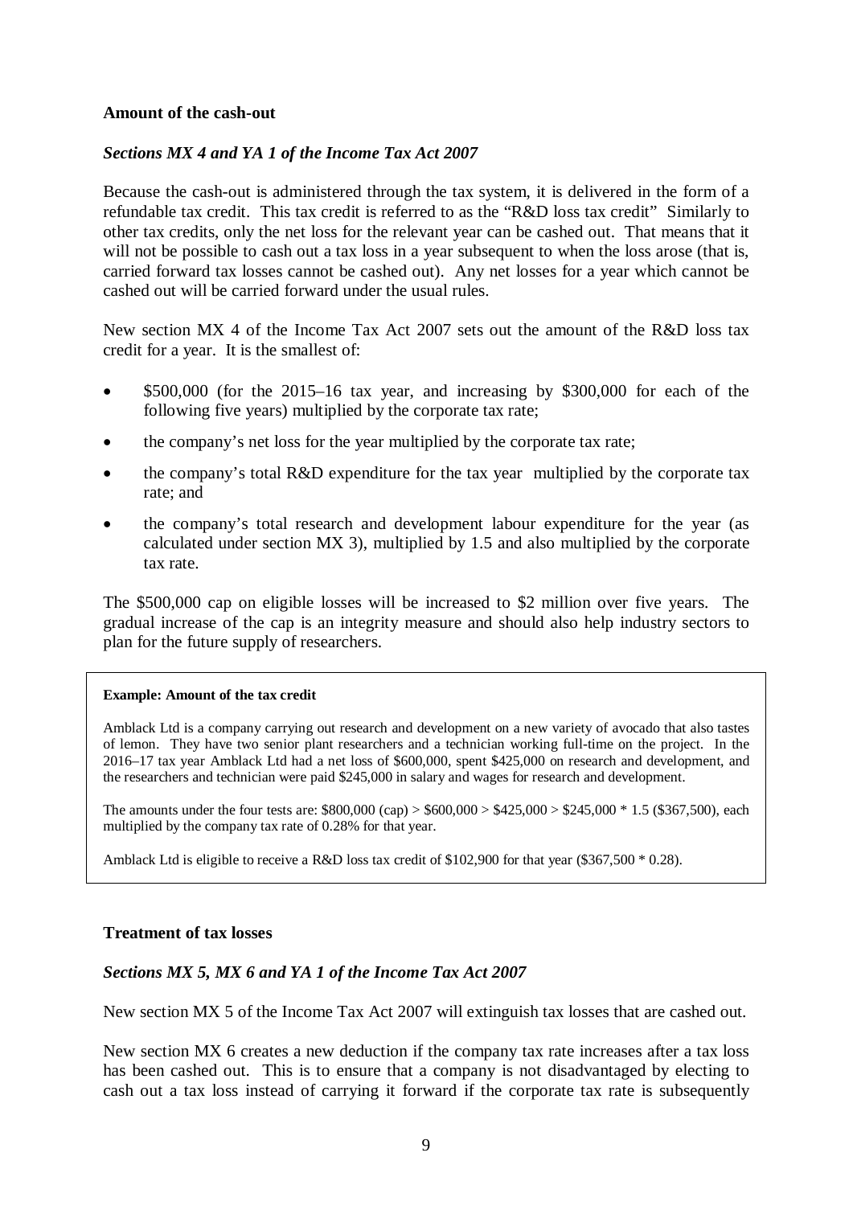**Amount of the cash-out**

***Sections MX 4 and YA 1 of the Income Tax Act 2007***

Because the cash-out is administered through the tax system, it is delivered in the form of a refundable tax credit. This tax credit is referred to as the "R&D loss tax credit" Similarly to other tax credits, only the net loss for the relevant year can be cashed out. That means that it will not be possible to cash out a tax loss in a year subsequent to when the loss arose (that is, carried forward tax losses cannot be cashed out). Any net losses for a year which cannot be cashed out will be carried forward under the usual rules.

New section MX 4 of the Income Tax Act 2007 sets out the amount of the R&D loss tax credit for a year. It is the smallest of:

- $500,000 (for the 2015–16 tax year, and increasing by $300,000 for each of the following five years) multiplied by the corporate tax rate;
- the company's net loss for the year multiplied by the corporate tax rate;
- the company's total R&D expenditure for the tax year multiplied by the corporate tax rate; and
- the company's total research and development labour expenditure for the year (as calculated under section MX 3), multiplied by 1.5 and also multiplied by the corporate tax rate.

The $500,000 cap on eligible losses will be increased to $2 million over five years. The gradual increase of the cap is an integrity measure and should also help industry sectors to plan for the future supply of researchers.

> **Example: Amount of the tax credit**
>
> Amblack Ltd is a company carrying out research and development on a new variety of avocado that also tastes of lemon. They have two senior plant researchers and a technician working full-time on the project. In the 2016–17 tax year Amblack Ltd had a net loss of $600,000, spent $425,000 on research and development, and the researchers and technician were paid $245,000 in salary and wages for research and development.
>
> The amounts under the four tests are: $800,000 (cap) > $600,000 > $425,000 > $245,000 * 1.5 ($367,500), each multiplied by the company tax rate of 0.28% for that year.
>
> Amblack Ltd is eligible to receive a R&D loss tax credit of $102,900 for that year ($367,500 * 0.28).

**Treatment of tax losses**

***Sections MX 5, MX 6 and YA 1 of the Income Tax Act 2007***

New section MX 5 of the Income Tax Act 2007 will extinguish tax losses that are cashed out.

New section MX 6 creates a new deduction if the company tax rate increases after a tax loss has been cashed out. This is to ensure that a company is not disadvantaged by electing to cash out a tax loss instead of carrying it forward if the corporate tax rate is subsequently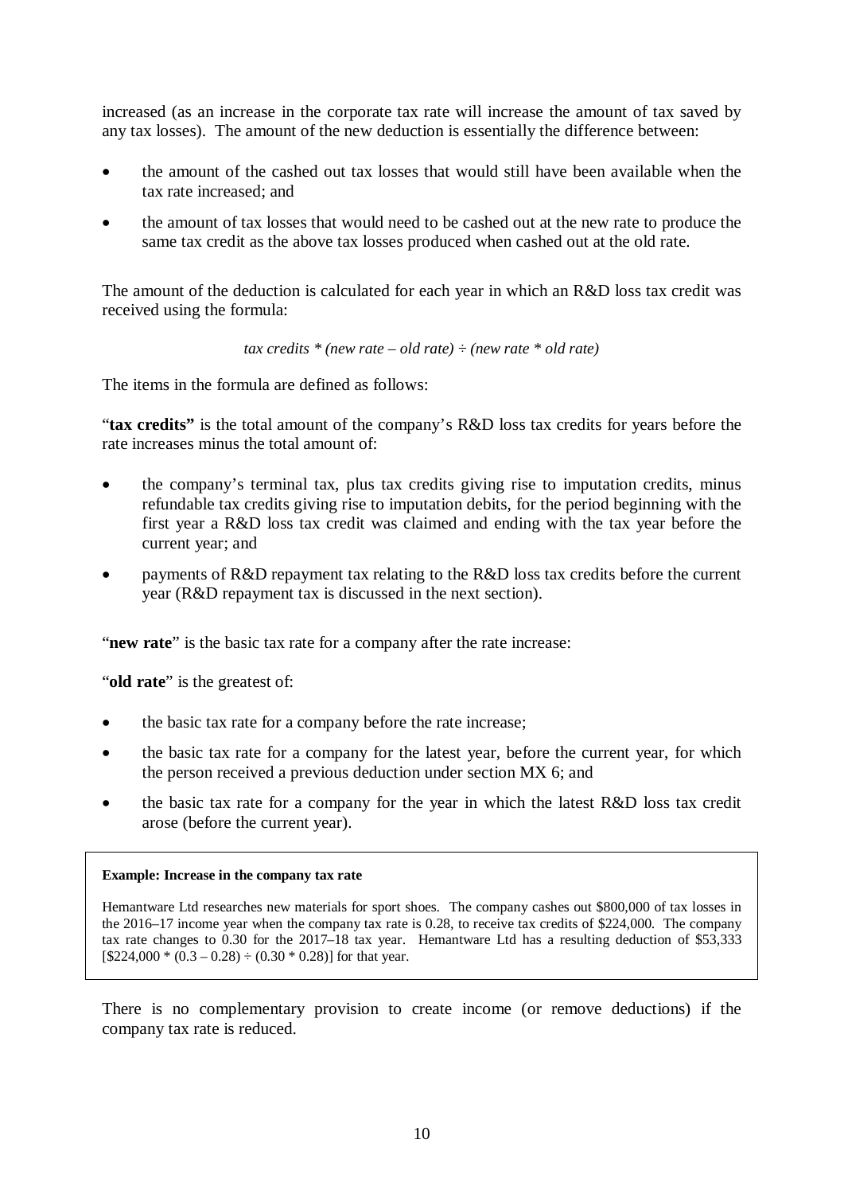increased (as an increase in the corporate tax rate will increase the amount of tax saved by any tax losses). The amount of the new deduction is essentially the difference between:

- the amount of the cashed out tax losses that would still have been available when the tax rate increased; and
- the amount of tax losses that would need to be cashed out at the new rate to produce the same tax credit as the above tax losses produced when cashed out at the old rate.

The amount of the deduction is calculated for each year in which an R&D loss tax credit was received using the formula:

*tax credits * (new rate – old rate) ÷ (new rate * old rate)*

The items in the formula are defined as follows:

"**tax credits"** is the total amount of the company's R&D loss tax credits for years before the rate increases minus the total amount of:

- the company's terminal tax, plus tax credits giving rise to imputation credits, minus refundable tax credits giving rise to imputation debits, for the period beginning with the first year a R&D loss tax credit was claimed and ending with the tax year before the current year; and
- payments of R&D repayment tax relating to the R&D loss tax credits before the current year (R&D repayment tax is discussed in the next section).

"**new rate**" is the basic tax rate for a company after the rate increase:

"**old rate**" is the greatest of:

- the basic tax rate for a company before the rate increase;
- the basic tax rate for a company for the latest year, before the current year, for which the person received a previous deduction under section MX 6; and
- the basic tax rate for a company for the year in which the latest R&D loss tax credit arose (before the current year).

**Example: Increase in the company tax rate**

Hemantware Ltd researches new materials for sport shoes. The company cashes out $800,000 of tax losses in the 2016–17 income year when the company tax rate is 0.28, to receive tax credits of $224,000. The company tax rate changes to 0.30 for the 2017–18 tax year. Hemantware Ltd has a resulting deduction of $53,333 [$224,000 * (0.3 – 0.28) ÷ (0.30 * 0.28)] for that year.

There is no complementary provision to create income (or remove deductions) if the company tax rate is reduced.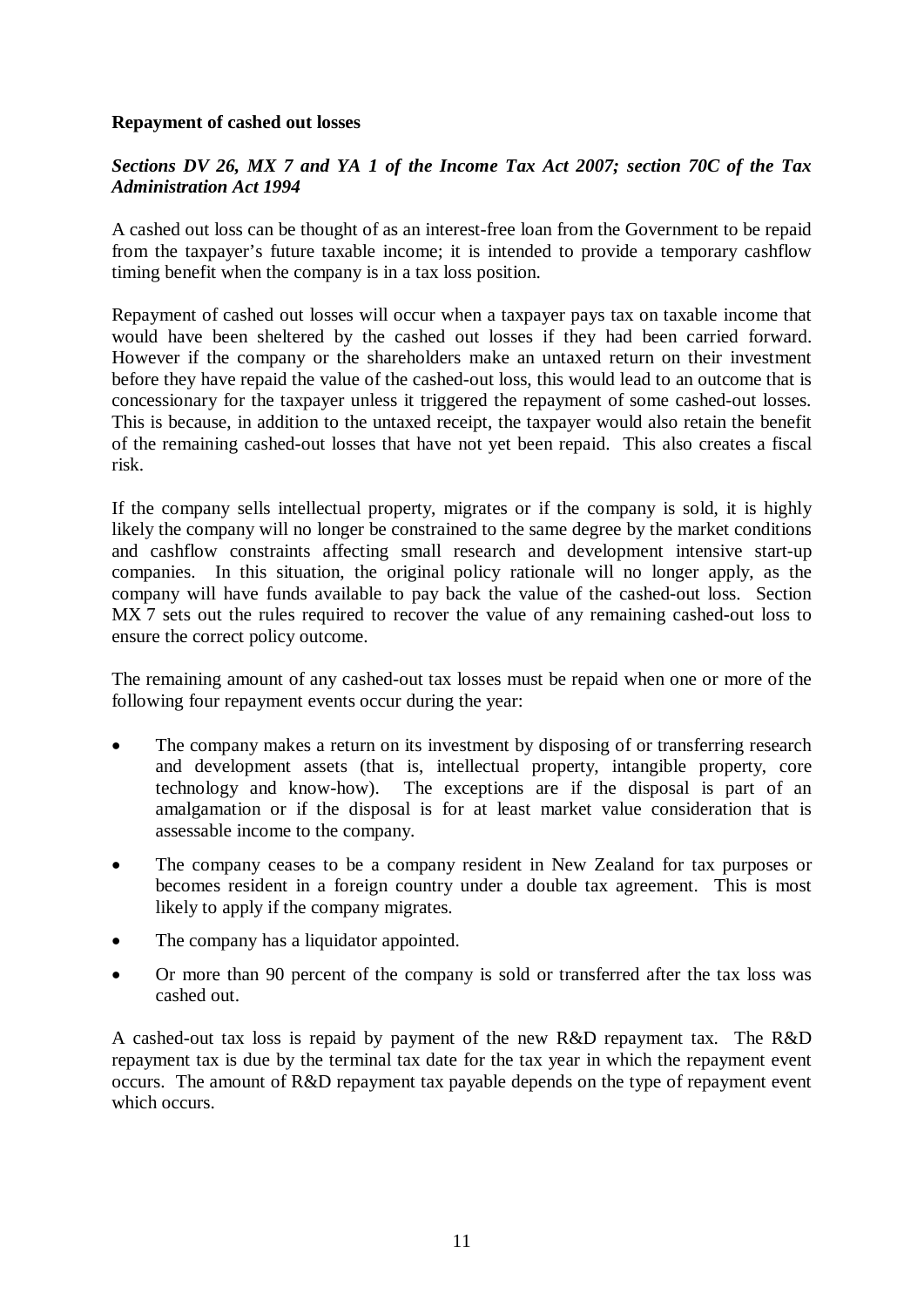**Repayment of cashed out losses**

***Sections DV 26, MX 7 and YA 1 of the Income Tax Act 2007; section 70C of the Tax Administration Act 1994***

A cashed out loss can be thought of as an interest-free loan from the Government to be repaid from the taxpayer's future taxable income; it is intended to provide a temporary cashflow timing benefit when the company is in a tax loss position.

Repayment of cashed out losses will occur when a taxpayer pays tax on taxable income that would have been sheltered by the cashed out losses if they had been carried forward. However if the company or the shareholders make an untaxed return on their investment before they have repaid the value of the cashed-out loss, this would lead to an outcome that is concessionary for the taxpayer unless it triggered the repayment of some cashed-out losses. This is because, in addition to the untaxed receipt, the taxpayer would also retain the benefit of the remaining cashed-out losses that have not yet been repaid. This also creates a fiscal risk.

If the company sells intellectual property, migrates or if the company is sold, it is highly likely the company will no longer be constrained to the same degree by the market conditions and cashflow constraints affecting small research and development intensive start-up companies. In this situation, the original policy rationale will no longer apply, as the company will have funds available to pay back the value of the cashed-out loss. Section MX 7 sets out the rules required to recover the value of any remaining cashed-out loss to ensure the correct policy outcome.

The remaining amount of any cashed-out tax losses must be repaid when one or more of the following four repayment events occur during the year:

- The company makes a return on its investment by disposing of or transferring research and development assets (that is, intellectual property, intangible property, core technology and know-how). The exceptions are if the disposal is part of an amalgamation or if the disposal is for at least market value consideration that is assessable income to the company.
- The company ceases to be a company resident in New Zealand for tax purposes or becomes resident in a foreign country under a double tax agreement. This is most likely to apply if the company migrates.
- The company has a liquidator appointed.
- Or more than 90 percent of the company is sold or transferred after the tax loss was cashed out.

A cashed-out tax loss is repaid by payment of the new R&D repayment tax. The R&D repayment tax is due by the terminal tax date for the tax year in which the repayment event occurs. The amount of R&D repayment tax payable depends on the type of repayment event which occurs.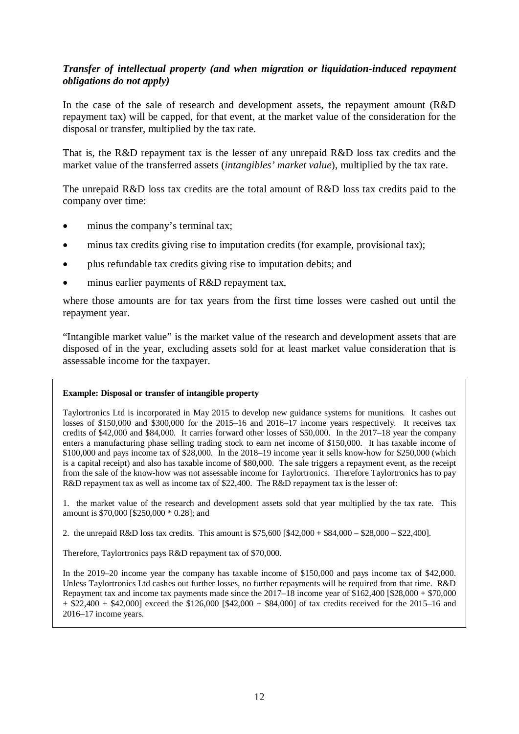***Transfer of intellectual property (and when migration or liquidation-induced repayment obligations do not apply)***

In the case of the sale of research and development assets, the repayment amount (R&D repayment tax) will be capped, for that event, at the market value of the consideration for the disposal or transfer, multiplied by the tax rate.

That is, the R&D repayment tax is the lesser of any unrepaid R&D loss tax credits and the market value of the transferred assets (*intangibles' market value*), multiplied by the tax rate.

The unrepaid R&D loss tax credits are the total amount of R&D loss tax credits paid to the company over time:

- minus the company's terminal tax;
- minus tax credits giving rise to imputation credits (for example, provisional tax);
- plus refundable tax credits giving rise to imputation debits; and
- minus earlier payments of R&D repayment tax,

where those amounts are for tax years from the first time losses were cashed out until the repayment year.

"Intangible market value" is the market value of the research and development assets that are disposed of in the year, excluding assets sold for at least market value consideration that is assessable income for the taxpayer.

> **Example: Disposal or transfer of intangible property**
>
> Taylortronics Ltd is incorporated in May 2015 to develop new guidance systems for munitions. It cashes out losses of $150,000 and $300,000 for the 2015–16 and 2016–17 income years respectively. It receives tax credits of $42,000 and $84,000. It carries forward other losses of $50,000. In the 2017–18 year the company enters a manufacturing phase selling trading stock to earn net income of $150,000. It has taxable income of $100,000 and pays income tax of $28,000. In the 2018–19 income year it sells know-how for $250,000 (which is a capital receipt) and also has taxable income of $80,000. The sale triggers a repayment event, as the receipt from the sale of the know-how was not assessable income for Taylortronics. Therefore Taylortronics has to pay R&D repayment tax as well as income tax of $22,400. The R&D repayment tax is the lesser of:
>
> 1. the market value of the research and development assets sold that year multiplied by the tax rate. This amount is $70,000 [$250,000 * 0.28]; and
>
> 2. the unrepaid R&D loss tax credits. This amount is $75,600 [$42,000 + $84,000 – $28,000 – $22,400].
>
> Therefore, Taylortronics pays R&D repayment tax of $70,000.
>
> In the 2019–20 income year the company has taxable income of $150,000 and pays income tax of $42,000. Unless Taylortronics Ltd cashes out further losses, no further repayments will be required from that time. R&D Repayment tax and income tax payments made since the 2017–18 income year of $162,400 [$28,000 + $70,000 + $22,400 + $42,000] exceed the $126,000 [$42,000 + $84,000] of tax credits received for the 2015–16 and 2016–17 income years.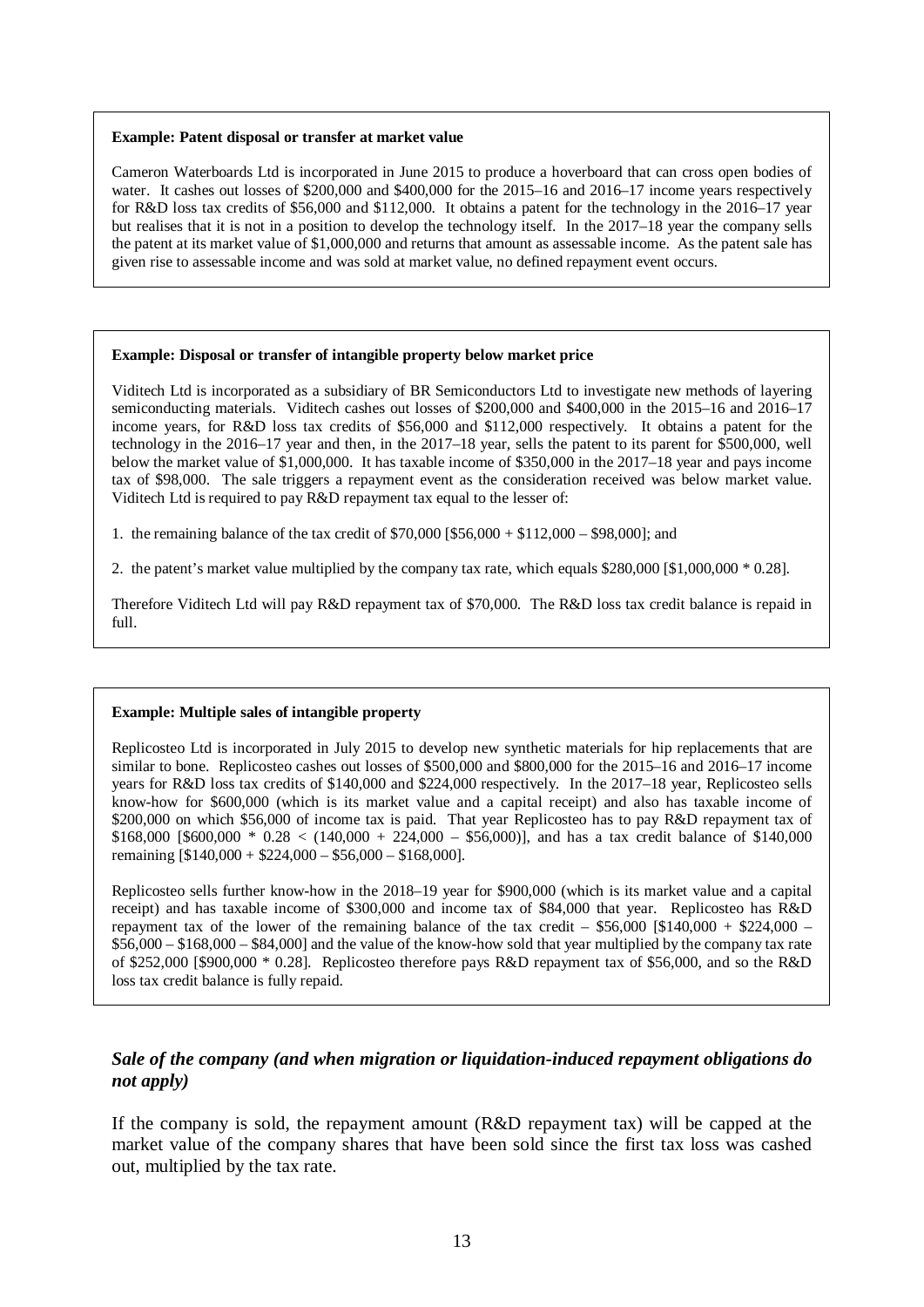**Example: Patent disposal or transfer at market value**

Cameron Waterboards Ltd is incorporated in June 2015 to produce a hoverboard that can cross open bodies of water. It cashes out losses of $200,000 and $400,000 for the 2015–16 and 2016–17 income years respectively for R&D loss tax credits of $56,000 and $112,000. It obtains a patent for the technology in the 2016–17 year but realises that it is not in a position to develop the technology itself. In the 2017–18 year the company sells the patent at its market value of $1,000,000 and returns that amount as assessable income. As the patent sale has given rise to assessable income and was sold at market value, no defined repayment event occurs.

**Example: Disposal or transfer of intangible property below market price**

Viditech Ltd is incorporated as a subsidiary of BR Semiconductors Ltd to investigate new methods of layering semiconducting materials. Viditech cashes out losses of $200,000 and $400,000 in the 2015–16 and 2016–17 income years, for R&D loss tax credits of $56,000 and $112,000 respectively. It obtains a patent for the technology in the 2016–17 year and then, in the 2017–18 year, sells the patent to its parent for $500,000, well below the market value of $1,000,000. It has taxable income of $350,000 in the 2017–18 year and pays income tax of $98,000. The sale triggers a repayment event as the consideration received was below market value. Viditech Ltd is required to pay R&D repayment tax equal to the lesser of:

1. the remaining balance of the tax credit of $70,000 [$56,000 + $112,000 – $98,000]; and

2. the patent's market value multiplied by the company tax rate, which equals $280,000 [$1,000,000 * 0.28].

Therefore Viditech Ltd will pay R&D repayment tax of $70,000. The R&D loss tax credit balance is repaid in full.

**Example: Multiple sales of intangible property**

Replicosteo Ltd is incorporated in July 2015 to develop new synthetic materials for hip replacements that are similar to bone. Replicosteo cashes out losses of $500,000 and $800,000 for the 2015–16 and 2016–17 income years for R&D loss tax credits of $140,000 and $224,000 respectively. In the 2017–18 year, Replicosteo sells know-how for $600,000 (which is its market value and a capital receipt) and also has taxable income of $200,000 on which $56,000 of income tax is paid. That year Replicosteo has to pay R&D repayment tax of $168,000 [$600,000 * 0.28 < (140,000 + 224,000 – $56,000)], and has a tax credit balance of $140,000 remaining [$140,000 + $224,000 – $56,000 – $168,000].

Replicosteo sells further know-how in the 2018–19 year for $900,000 (which is its market value and a capital receipt) and has taxable income of $300,000 and income tax of $84,000 that year. Replicosteo has R&D repayment tax of the lower of the remaining balance of the tax credit – $56,000 [$140,000 + $224,000 – $56,000 – $168,000 – $84,000] and the value of the know-how sold that year multiplied by the company tax rate of $252,000 [$900,000 * 0.28]. Replicosteo therefore pays R&D repayment tax of $56,000, and so the R&D loss tax credit balance is fully repaid.

### *Sale of the company (and when migration or liquidation-induced repayment obligations do not apply)*

If the company is sold, the repayment amount (R&D repayment tax) will be capped at the market value of the company shares that have been sold since the first tax loss was cashed out, multiplied by the tax rate.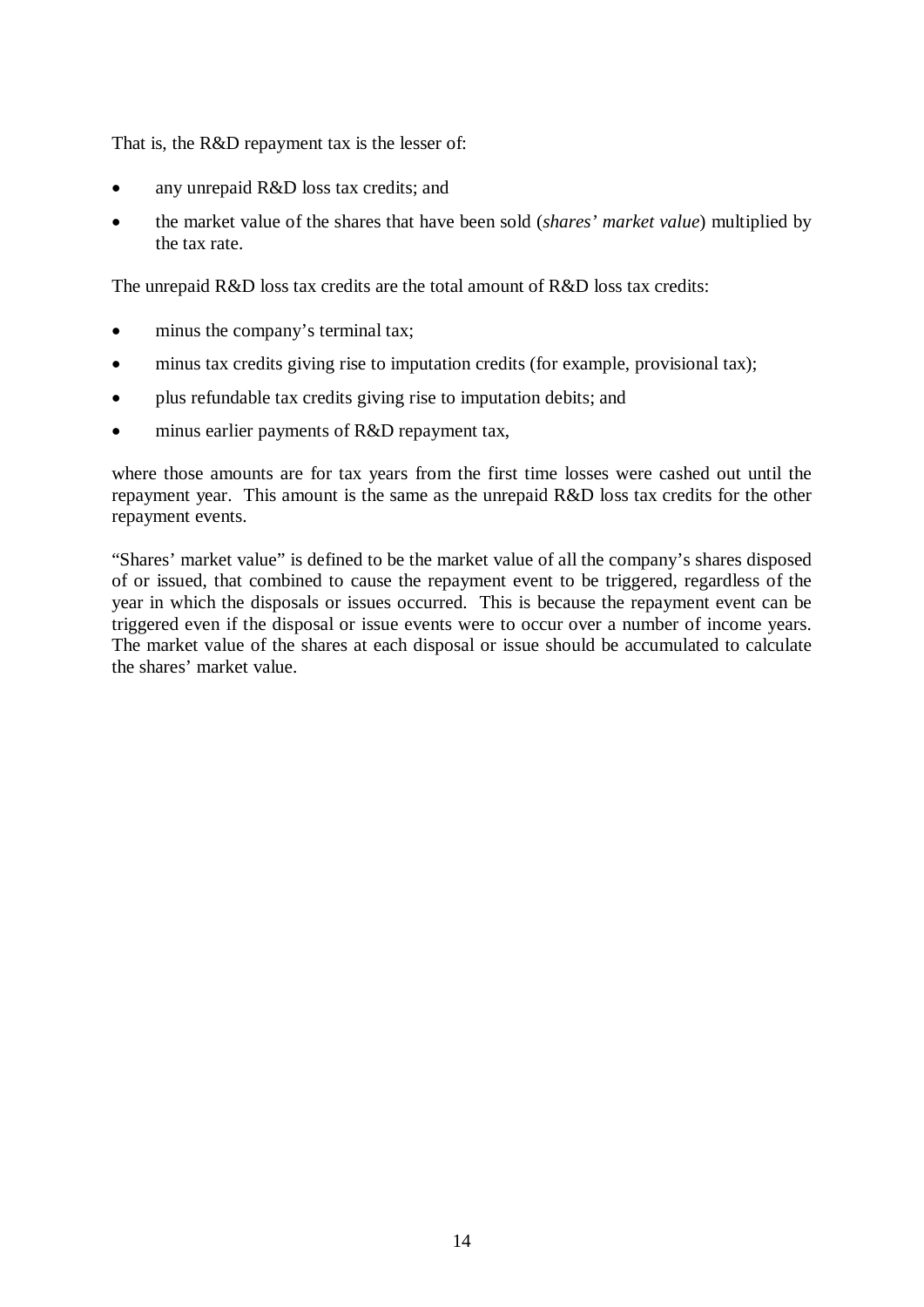That is, the R&D repayment tax is the lesser of:

- any unrepaid R&D loss tax credits; and
- the market value of the shares that have been sold (*shares' market value*) multiplied by the tax rate.

The unrepaid R&D loss tax credits are the total amount of R&D loss tax credits:

- minus the company's terminal tax;
- minus tax credits giving rise to imputation credits (for example, provisional tax);
- plus refundable tax credits giving rise to imputation debits; and
- minus earlier payments of R&D repayment tax,

where those amounts are for tax years from the first time losses were cashed out until the repayment year. This amount is the same as the unrepaid R&D loss tax credits for the other repayment events.

"Shares' market value" is defined to be the market value of all the company's shares disposed of or issued, that combined to cause the repayment event to be triggered, regardless of the year in which the disposals or issues occurred. This is because the repayment event can be triggered even if the disposal or issue events were to occur over a number of income years. The market value of the shares at each disposal or issue should be accumulated to calculate the shares' market value.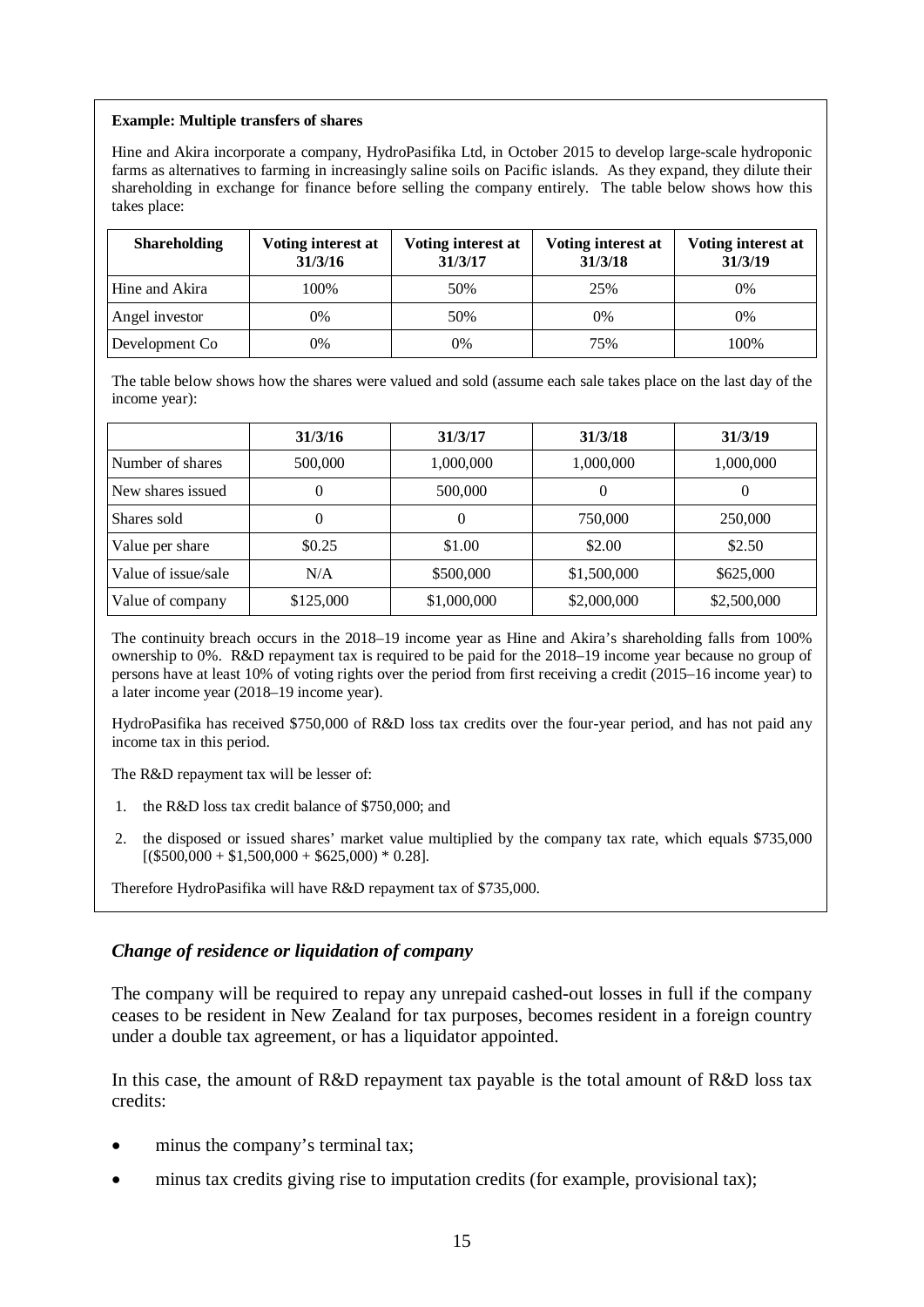**Example: Multiple transfers of shares**

Hine and Akira incorporate a company, HydroPasifika Ltd, in October 2015 to develop large-scale hydroponic farms as alternatives to farming in increasingly saline soils on Pacific islands. As they expand, they dilute their shareholding in exchange for finance before selling the company entirely. The table below shows how this takes place:

| Shareholding | Voting interest at 31/3/16 | Voting interest at 31/3/17 | Voting interest at 31/3/18 | Voting interest at 31/3/19 |
|---|---|---|---|---|
| Hine and Akira | 100% | 50% | 25% | 0% |
| Angel investor | 0% | 50% | 0% | 0% |
| Development Co | 0% | 0% | 75% | 100% |

The table below shows how the shares were valued and sold (assume each sale takes place on the last day of the income year):

| | 31/3/16 | 31/3/17 | 31/3/18 | 31/3/19 |
|---|---|---|---|---|
| Number of shares | 500,000 | 1,000,000 | 1,000,000 | 1,000,000 |
| New shares issued | 0 | 500,000 | 0 | 0 |
| Shares sold | 0 | 0 | 750,000 | 250,000 |
| Value per share | $0.25 | $1.00 | $2.00 | $2.50 |
| Value of issue/sale | N/A | $500,000 | $1,500,000 | $625,000 |
| Value of company | $125,000 | $1,000,000 | $2,000,000 | $2,500,000 |

The continuity breach occurs in the 2018–19 income year as Hine and Akira's shareholding falls from 100% ownership to 0%. R&D repayment tax is required to be paid for the 2018–19 income year because no group of persons have at least 10% of voting rights over the period from first receiving a credit (2015–16 income year) to a later income year (2018–19 income year).

HydroPasifika has received $750,000 of R&D loss tax credits over the four-year period, and has not paid any income tax in this period.

The R&D repayment tax will be lesser of:

1. the R&D loss tax credit balance of $750,000; and
2. the disposed or issued shares' market value multiplied by the company tax rate, which equals $735,000 [($500,000 + $1,500,000 + $625,000) * 0.28].

Therefore HydroPasifika will have R&D repayment tax of $735,000.

### *Change of residence or liquidation of company*

The company will be required to repay any unrepaid cashed-out losses in full if the company ceases to be resident in New Zealand for tax purposes, becomes resident in a foreign country under a double tax agreement, or has a liquidator appointed.

In this case, the amount of R&D repayment tax payable is the total amount of R&D loss tax credits:

- minus the company's terminal tax;
- minus tax credits giving rise to imputation credits (for example, provisional tax);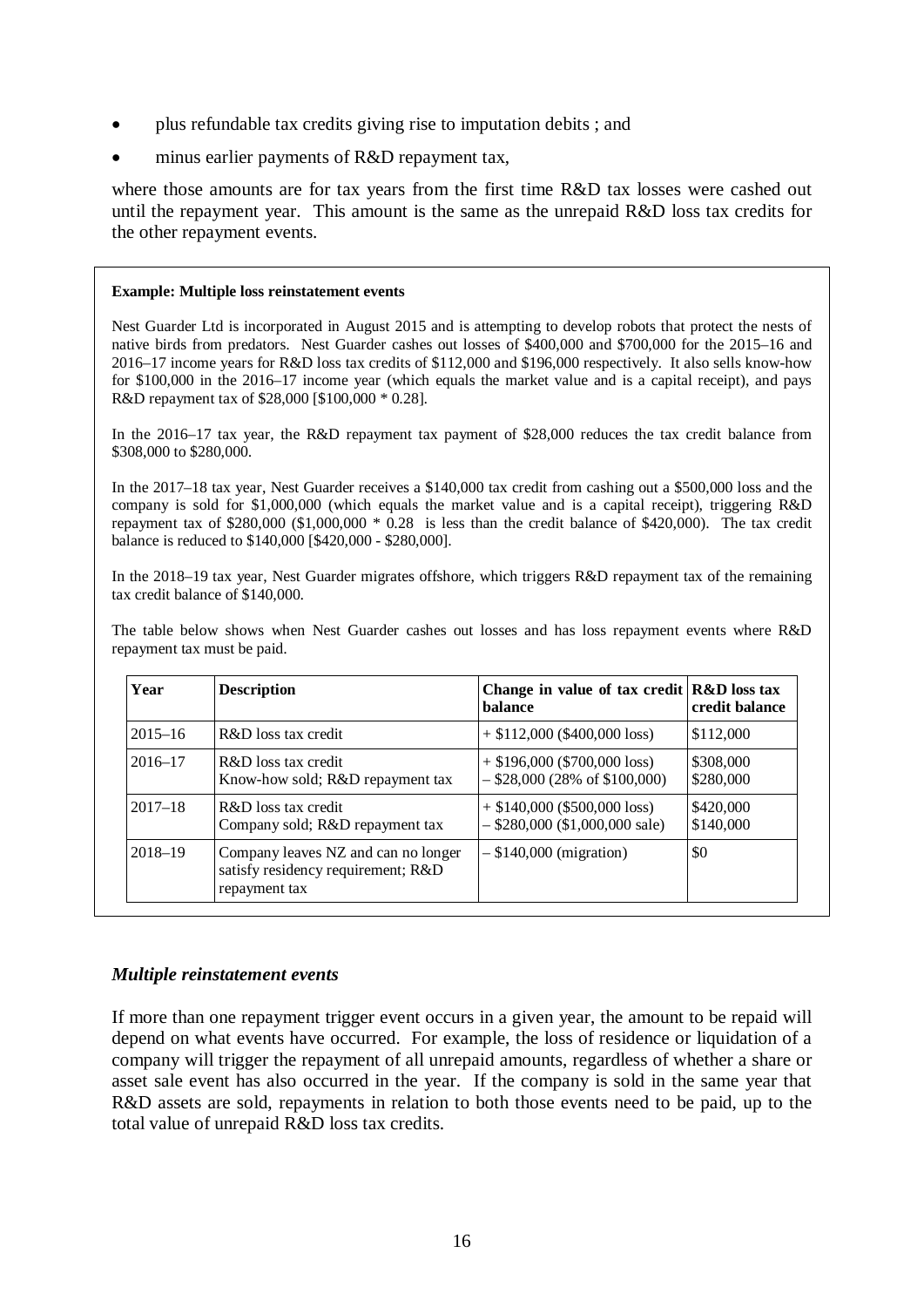- plus refundable tax credits giving rise to imputation debits ; and
- minus earlier payments of R&D repayment tax,

where those amounts are for tax years from the first time R&D tax losses were cashed out until the repayment year. This amount is the same as the unrepaid R&D loss tax credits for the other repayment events.

**Example: Multiple loss reinstatement events**

Nest Guarder Ltd is incorporated in August 2015 and is attempting to develop robots that protect the nests of native birds from predators. Nest Guarder cashes out losses of $400,000 and $700,000 for the 2015–16 and 2016–17 income years for R&D loss tax credits of $112,000 and $196,000 respectively. It also sells know-how for $100,000 in the 2016–17 income year (which equals the market value and is a capital receipt), and pays R&D repayment tax of $28,000 [$100,000 * 0.28].

In the 2016–17 tax year, the R&D repayment tax payment of $28,000 reduces the tax credit balance from $308,000 to $280,000.

In the 2017–18 tax year, Nest Guarder receives a $140,000 tax credit from cashing out a $500,000 loss and the company is sold for $1,000,000 (which equals the market value and is a capital receipt), triggering R&D repayment tax of $280,000 ($1,000,000 * 0.28 is less than the credit balance of $420,000). The tax credit balance is reduced to $140,000 [$420,000 - $280,000].

In the 2018–19 tax year, Nest Guarder migrates offshore, which triggers R&D repayment tax of the remaining tax credit balance of $140,000.

The table below shows when Nest Guarder cashes out losses and has loss repayment events where R&D repayment tax must be paid.

| Year | Description | Change in value of tax credit balance | R&D loss tax credit balance |
|---|---|---|---|
| 2015–16 | R&D loss tax credit | + $112,000 ($400,000 loss) | $112,000 |
| 2016–17 | R&D loss tax credit<br>Know-how sold; R&D repayment tax | + $196,000 ($700,000 loss)<br>– $28,000 (28% of $100,000) | $308,000<br>$280,000 |
| 2017–18 | R&D loss tax credit<br>Company sold; R&D repayment tax | + $140,000 ($500,000 loss)<br>– $280,000 ($1,000,000 sale) | $420,000<br>$140,000 |
| 2018–19 | Company leaves NZ and can no longer satisfy residency requirement; R&D repayment tax | – $140,000 (migration) | $0 |

### *Multiple reinstatement events*

If more than one repayment trigger event occurs in a given year, the amount to be repaid will depend on what events have occurred. For example, the loss of residence or liquidation of a company will trigger the repayment of all unrepaid amounts, regardless of whether a share or asset sale event has also occurred in the year. If the company is sold in the same year that R&D assets are sold, repayments in relation to both those events need to be paid, up to the total value of unrepaid R&D loss tax credits.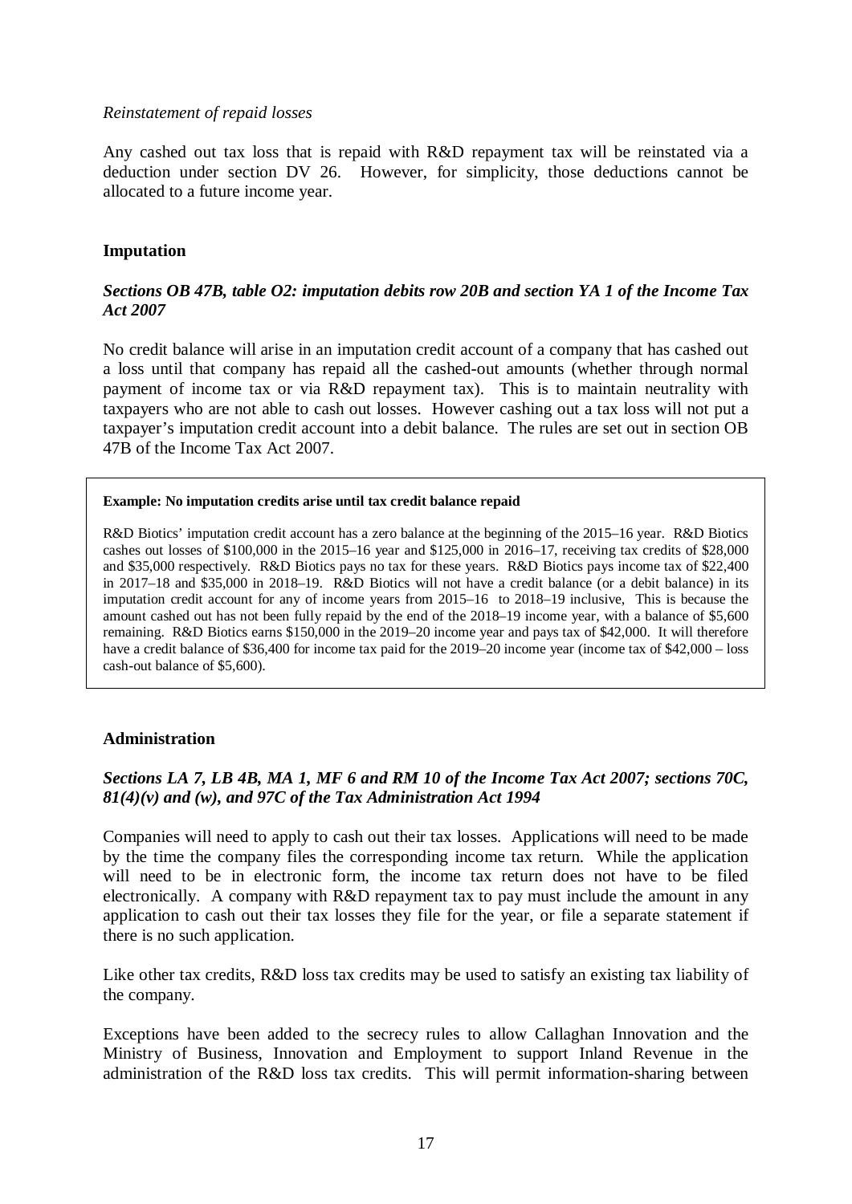*Reinstatement of repaid losses*

Any cashed out tax loss that is repaid with R&D repayment tax will be reinstated via a deduction under section DV 26. However, for simplicity, those deductions cannot be allocated to a future income year.

### Imputation

#### *Sections OB 47B, table O2: imputation debits row 20B and section YA 1 of the Income Tax Act 2007*

No credit balance will arise in an imputation credit account of a company that has cashed out a loss until that company has repaid all the cashed-out amounts (whether through normal payment of income tax or via R&D repayment tax). This is to maintain neutrality with taxpayers who are not able to cash out losses. However cashing out a tax loss will not put a taxpayer's imputation credit account into a debit balance. The rules are set out in section OB 47B of the Income Tax Act 2007.

> **Example: No imputation credits arise until tax credit balance repaid**
>
> R&D Biotics' imputation credit account has a zero balance at the beginning of the 2015–16 year. R&D Biotics cashes out losses of $100,000 in the 2015–16 year and $125,000 in 2016–17, receiving tax credits of $28,000 and $35,000 respectively. R&D Biotics pays no tax for these years. R&D Biotics pays income tax of $22,400 in 2017–18 and $35,000 in 2018–19. R&D Biotics will not have a credit balance (or a debit balance) in its imputation credit account for any of income years from 2015–16 to 2018–19 inclusive, This is because the amount cashed out has not been fully repaid by the end of the 2018–19 income year, with a balance of $5,600 remaining. R&D Biotics earns $150,000 in the 2019–20 income year and pays tax of $42,000. It will therefore have a credit balance of $36,400 for income tax paid for the 2019–20 income year (income tax of $42,000 – loss cash-out balance of $5,600).

### Administration

#### *Sections LA 7, LB 4B, MA 1, MF 6 and RM 10 of the Income Tax Act 2007; sections 70C, 81(4)(v) and (w), and 97C of the Tax Administration Act 1994*

Companies will need to apply to cash out their tax losses. Applications will need to be made by the time the company files the corresponding income tax return. While the application will need to be in electronic form, the income tax return does not have to be filed electronically. A company with R&D repayment tax to pay must include the amount in any application to cash out their tax losses they file for the year, or file a separate statement if there is no such application.

Like other tax credits, R&D loss tax credits may be used to satisfy an existing tax liability of the company.

Exceptions have been added to the secrecy rules to allow Callaghan Innovation and the Ministry of Business, Innovation and Employment to support Inland Revenue in the administration of the R&D loss tax credits. This will permit information-sharing between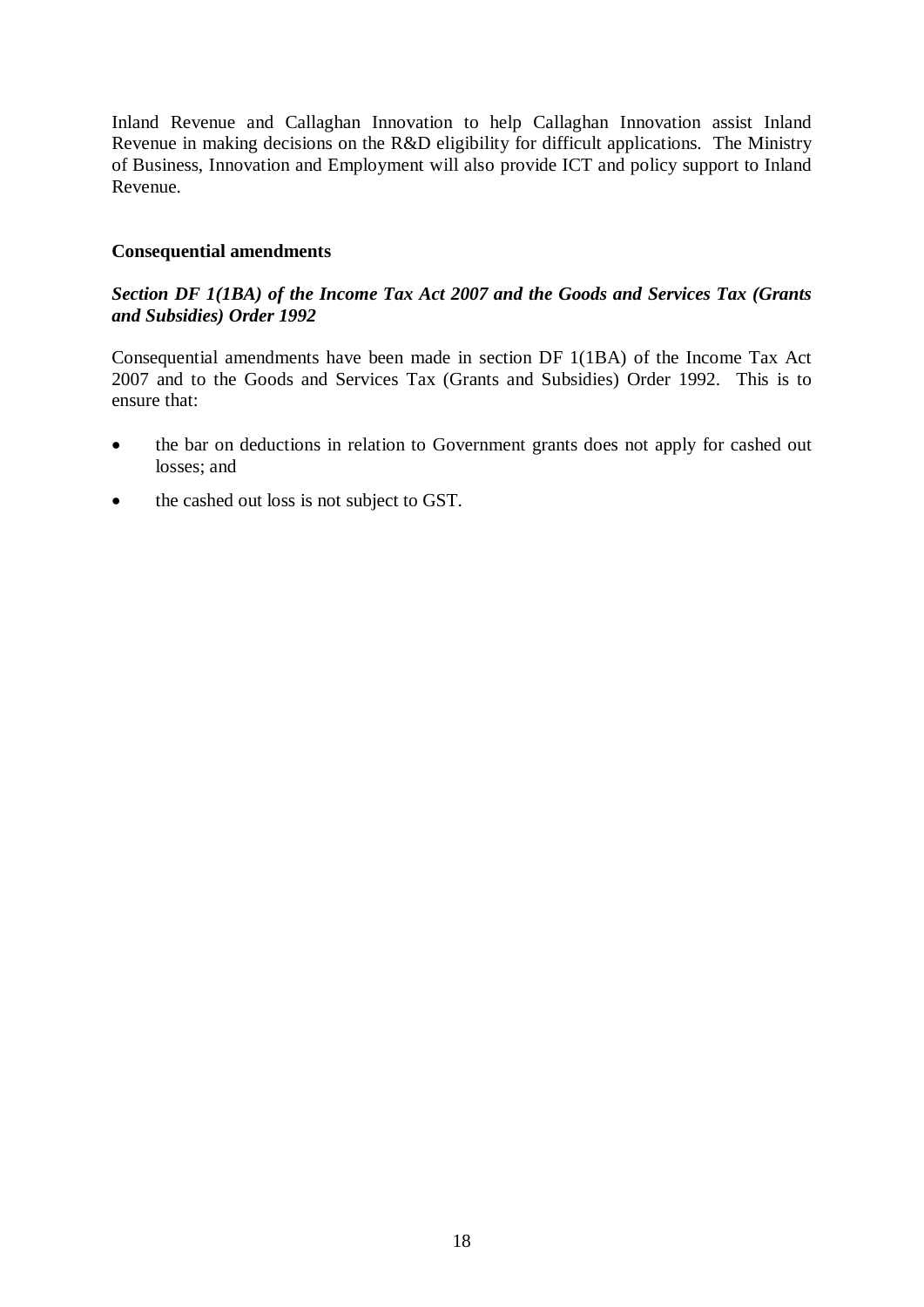Inland Revenue and Callaghan Innovation to help Callaghan Innovation assist Inland Revenue in making decisions on the R&D eligibility for difficult applications. The Ministry of Business, Innovation and Employment will also provide ICT and policy support to Inland Revenue.

## Consequential amendments

### *Section DF 1(1BA) of the Income Tax Act 2007 and the Goods and Services Tax (Grants and Subsidies) Order 1992*

Consequential amendments have been made in section DF 1(1BA) of the Income Tax Act 2007 and to the Goods and Services Tax (Grants and Subsidies) Order 1992. This is to ensure that:

- the bar on deductions in relation to Government grants does not apply for cashed out losses; and
- the cashed out loss is not subject to GST.